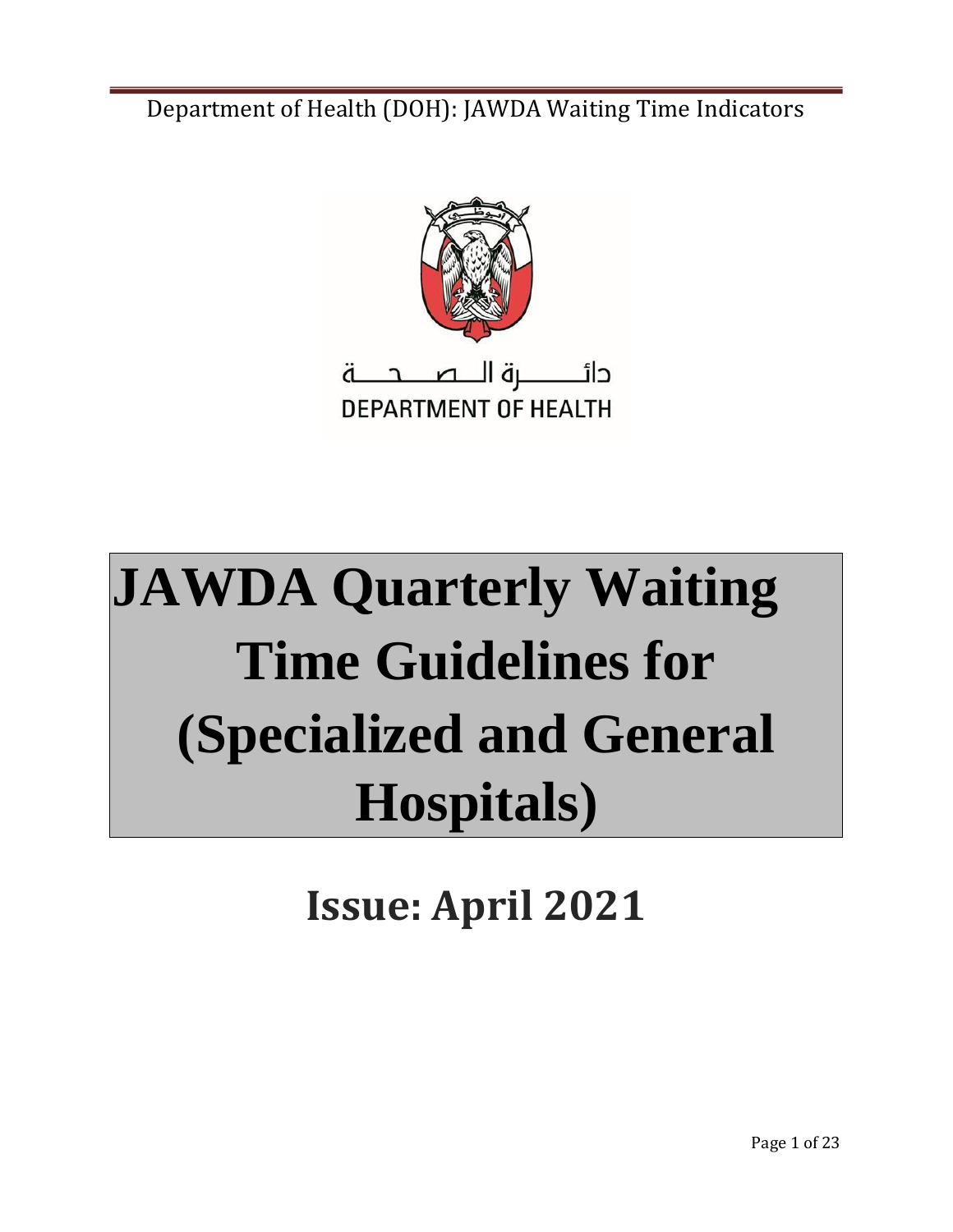Department of Health (DOH): JAWDA Waiting Time Indicators

دائـــــرة الـــصــحـــة
DEPARTMENT OF HEALTH

# JAWDA Quarterly Waiting Time Guidelines for (Specialized and General Hospitals)

## Issue: April 2021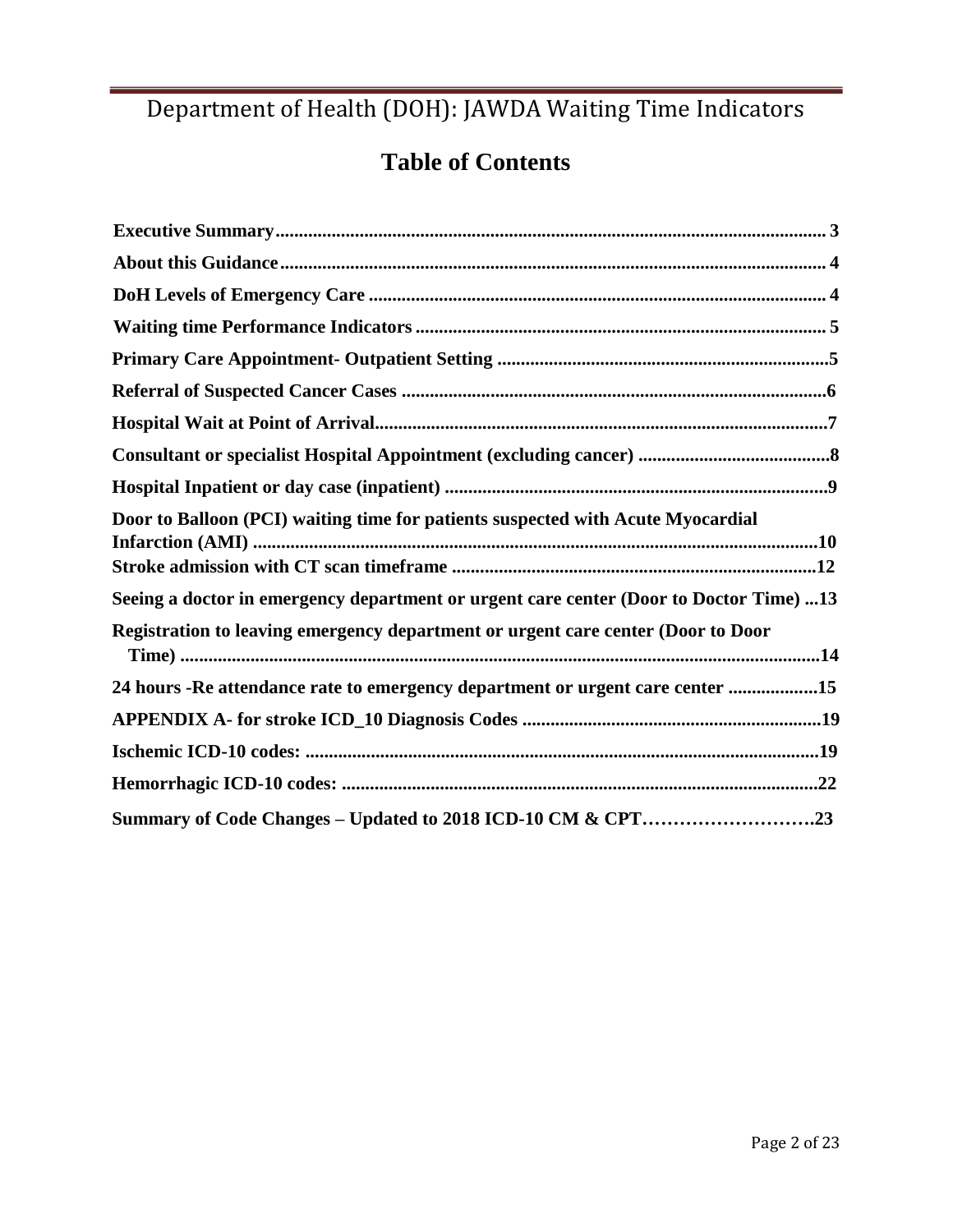Department of Health (DOH): JAWDA Waiting Time Indicators

# Table of Contents

**Executive Summary** ........ 3

**About this Guidance** ........ 4

**DoH Levels of Emergency Care** ........ 4

**Waiting time Performance Indicators** ........ 5

**Primary Care Appointment- Outpatient Setting** ........ 5

**Referral of Suspected Cancer Cases** ........ 6

**Hospital Wait at Point of Arrival** ........ 7

**Consultant or specialist Hospital Appointment (excluding cancer)** ........ 8

**Hospital Inpatient or day case (inpatient)** ........ 9

**Door to Balloon (PCI) waiting time for patients suspected with Acute Myocardial Infarction (AMI)** ........ 10

**Stroke admission with CT scan timeframe** ........ 12

**Seeing a doctor in emergency department or urgent care center (Door to Doctor Time)** ... 13

**Registration to leaving emergency department or urgent care center (Door to Door Time)** ........ 14

**24 hours -Re attendance rate to emergency department or urgent care center** ........ 15

**APPENDIX A- for stroke ICD_10 Diagnosis Codes** ........ 19

**Ischemic ICD-10 codes:** ........ 19

**Hemorrhagic ICD-10 codes:** ........ 22

**Summary of Code Changes – Updated to 2018 ICD-10 CM & CPT** ........ 23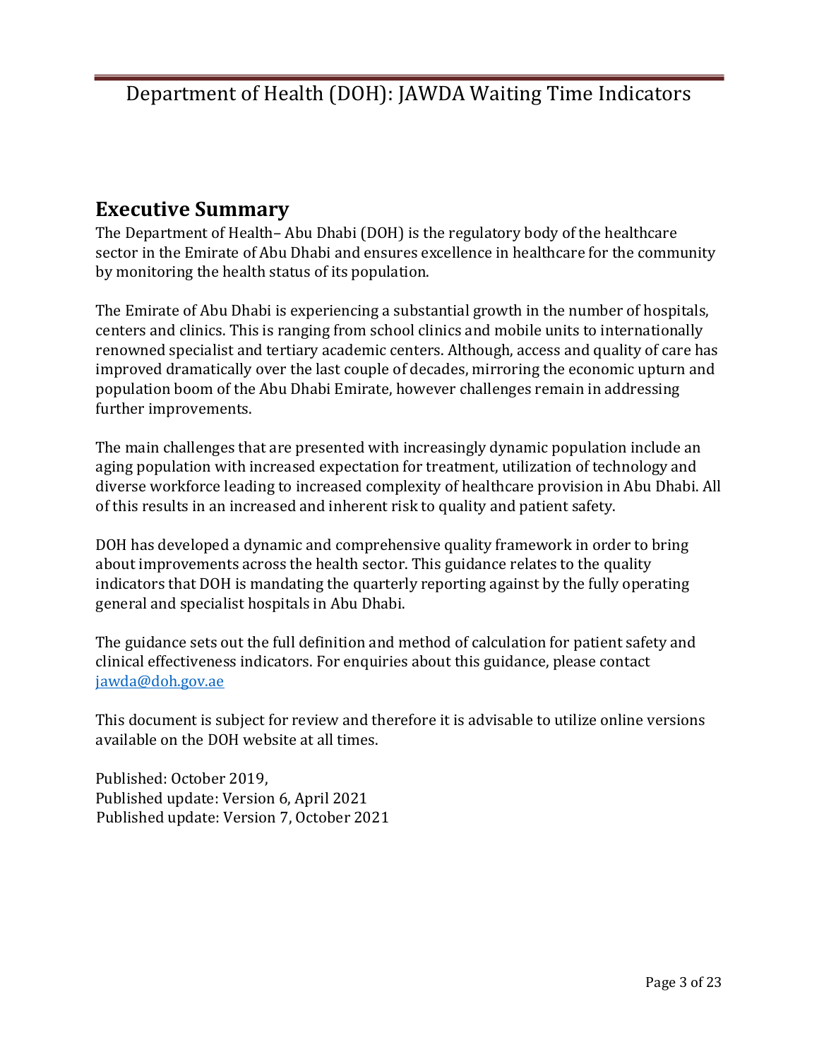Department of Health (DOH): JAWDA Waiting Time Indicators

## Executive Summary

The Department of Health– Abu Dhabi (DOH) is the regulatory body of the healthcare sector in the Emirate of Abu Dhabi and ensures excellence in healthcare for the community by monitoring the health status of its population.

The Emirate of Abu Dhabi is experiencing a substantial growth in the number of hospitals, centers and clinics. This is ranging from school clinics and mobile units to internationally renowned specialist and tertiary academic centers. Although, access and quality of care has improved dramatically over the last couple of decades, mirroring the economic upturn and population boom of the Abu Dhabi Emirate, however challenges remain in addressing further improvements.

The main challenges that are presented with increasingly dynamic population include an aging population with increased expectation for treatment, utilization of technology and diverse workforce leading to increased complexity of healthcare provision in Abu Dhabi. All of this results in an increased and inherent risk to quality and patient safety.

DOH has developed a dynamic and comprehensive quality framework in order to bring about improvements across the health sector. This guidance relates to the quality indicators that DOH is mandating the quarterly reporting against by the fully operating general and specialist hospitals in Abu Dhabi.

The guidance sets out the full definition and method of calculation for patient safety and clinical effectiveness indicators. For enquiries about this guidance, please contact [jawda@doh.gov.ae](mailto:jawda@doh.gov.ae)

This document is subject for review and therefore it is advisable to utilize online versions available on the DOH website at all times.

Published: October 2019,
Published update: Version 6, April 2021
Published update: Version 7, October 2021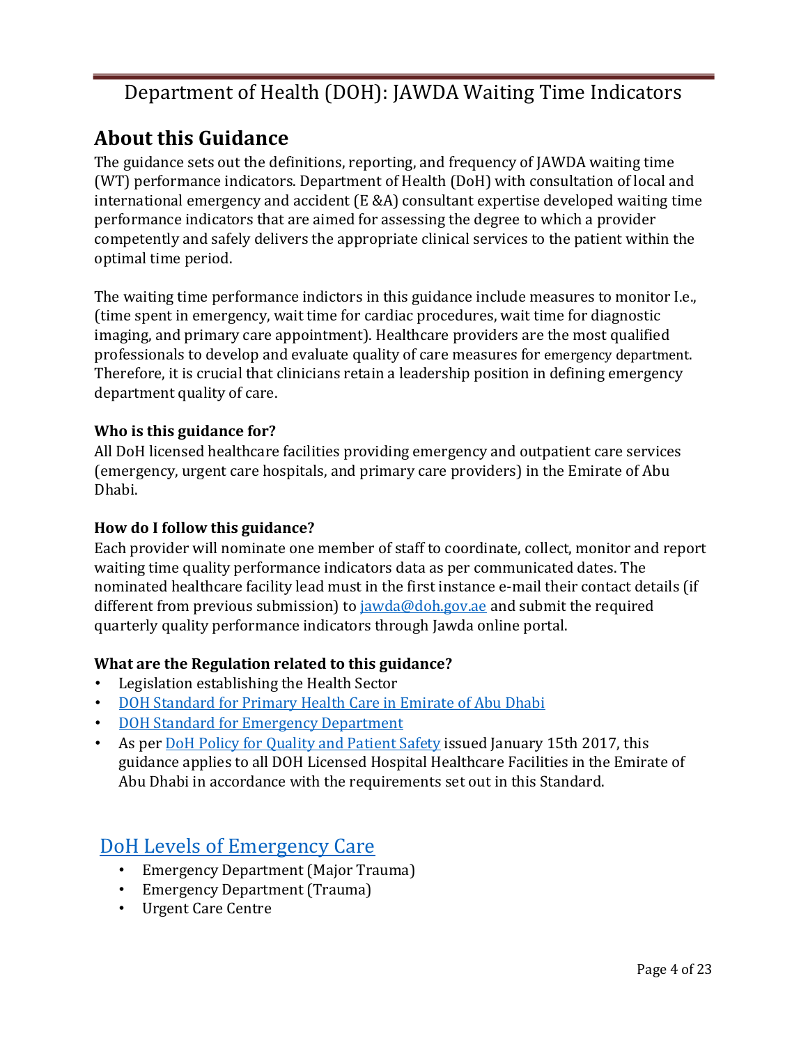# Department of Health (DOH): JAWDA Waiting Time Indicators

## About this Guidance

The guidance sets out the definitions, reporting, and frequency of JAWDA waiting time (WT) performance indicators. Department of Health (DoH) with consultation of local and international emergency and accident (E &A) consultant expertise developed waiting time performance indicators that are aimed for assessing the degree to which a provider competently and safely delivers the appropriate clinical services to the patient within the optimal time period.

The waiting time performance indictors in this guidance include measures to monitor I.e., (time spent in emergency, wait time for cardiac procedures, wait time for diagnostic imaging, and primary care appointment). Healthcare providers are the most qualified professionals to develop and evaluate quality of care measures for emergency department. Therefore, it is crucial that clinicians retain a leadership position in defining emergency department quality of care.

**Who is this guidance for?**

All DoH licensed healthcare facilities providing emergency and outpatient care services (emergency, urgent care hospitals, and primary care providers) in the Emirate of Abu Dhabi.

**How do I follow this guidance?**

Each provider will nominate one member of staff to coordinate, collect, monitor and report waiting time quality performance indicators data as per communicated dates. The nominated healthcare facility lead must in the first instance e-mail their contact details (if different from previous submission) to jawda@doh.gov.ae and submit the required quarterly quality performance indicators through Jawda online portal.

**What are the Regulation related to this guidance?**

- Legislation establishing the Health Sector
- DOH Standard for Primary Health Care in Emirate of Abu Dhabi
- DOH Standard for Emergency Department
- As per DoH Policy for Quality and Patient Safety issued January 15th 2017, this guidance applies to all DOH Licensed Hospital Healthcare Facilities in the Emirate of Abu Dhabi in accordance with the requirements set out in this Standard.

## DoH Levels of Emergency Care

- Emergency Department (Major Trauma)
- Emergency Department (Trauma)
- Urgent Care Centre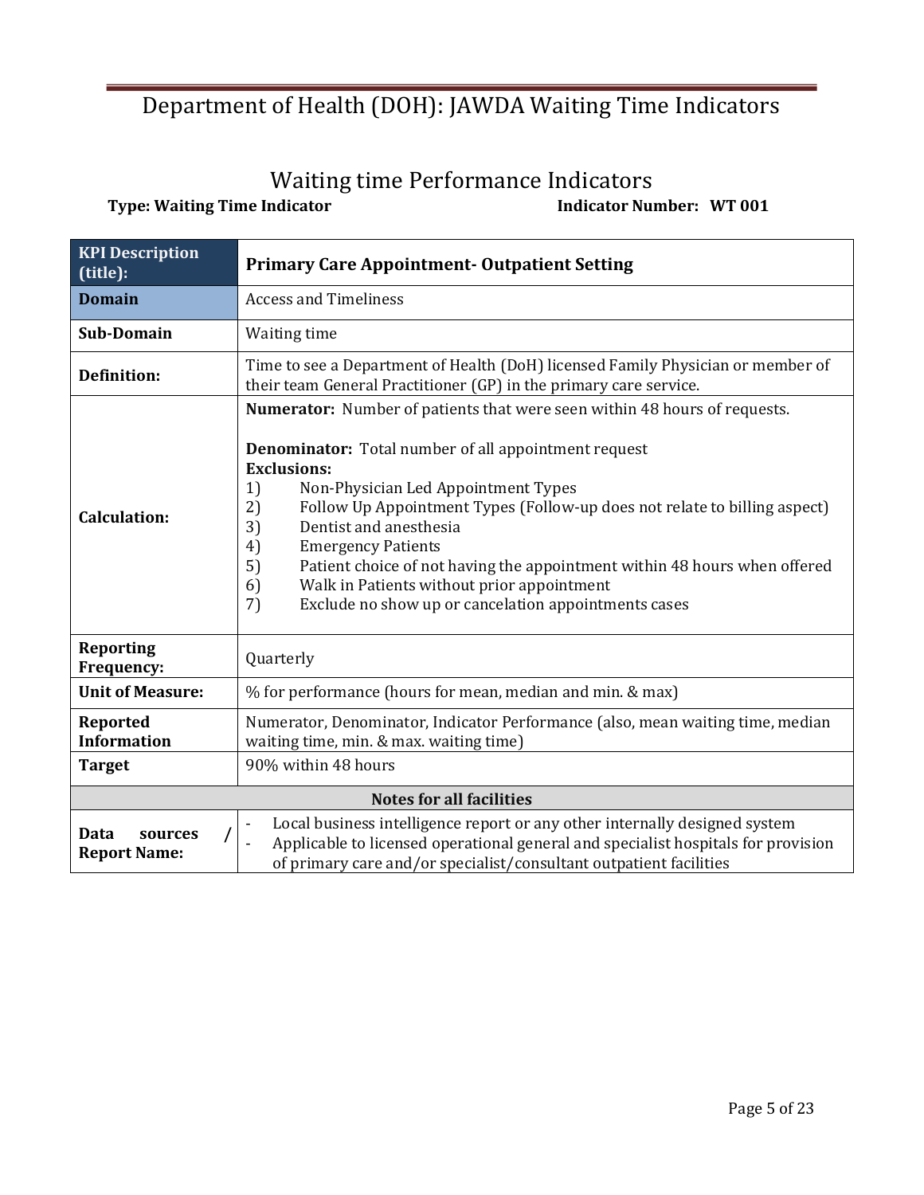# Department of Health (DOH): JAWDA Waiting Time Indicators

## Waiting time Performance Indicators

**Type: Waiting Time Indicator** **Indicator Number: WT 001**

| **KPI Description (title):** | **Primary Care Appointment- Outpatient Setting** |
|---|---|
| **Domain** | Access and Timeliness |
| **Sub-Domain** | Waiting time |
| **Definition:** | Time to see a Department of Health (DoH) licensed Family Physician or member of their team General Practitioner (GP) in the primary care service. |
| **Calculation:** | **Numerator:** Number of patients that were seen within 48 hours of requests.<br><br>**Denominator:** Total number of all appointment request<br>**Exclusions:**<br>1) Non-Physician Led Appointment Types<br>2) Follow Up Appointment Types (Follow-up does not relate to billing aspect)<br>3) Dentist and anesthesia<br>4) Emergency Patients<br>5) Patient choice of not having the appointment within 48 hours when offered<br>6) Walk in Patients without prior appointment<br>7) Exclude no show up or cancelation appointments cases |
| **Reporting Frequency:** | Quarterly |
| **Unit of Measure:** | % for performance (hours for mean, median and min. & max) |
| **Reported Information** | Numerator, Denominator, Indicator Performance (also, mean waiting time, median waiting time, min. & max. waiting time) |
| **Target** | 90% within 48 hours |
| **Notes for all facilities** | |
| **Data sources / Report Name:** | - Local business intelligence report or any other internally designed system<br>- Applicable to licensed operational general and specialist hospitals for provision of primary care and/or specialist/consultant outpatient facilities |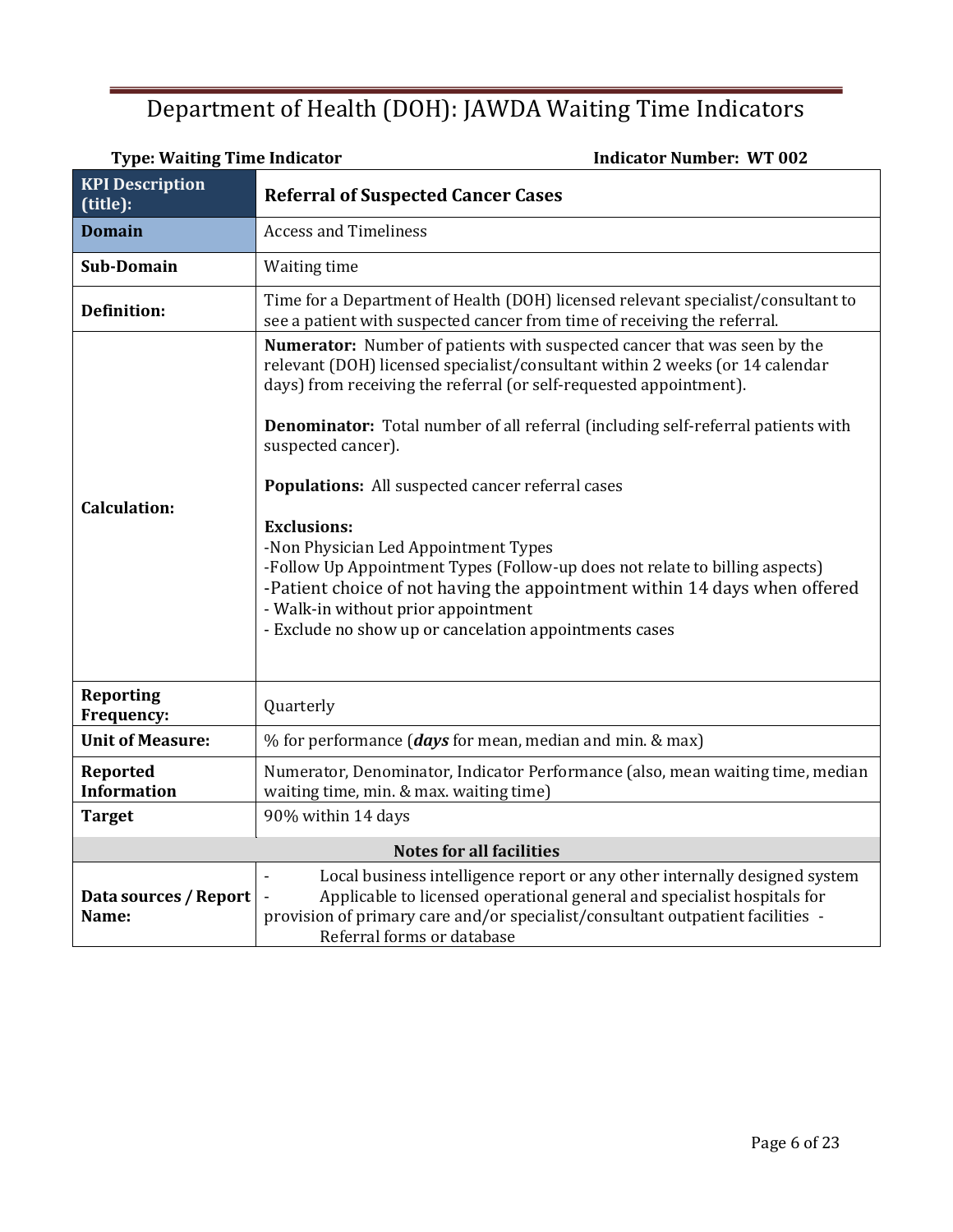# Department of Health (DOH): JAWDA Waiting Time Indicators

**Type: Waiting Time Indicator** | **Indicator Number: WT 002**

| **KPI Description (title):** | **Referral of Suspected Cancer Cases** |
|---|---|
| **Domain** | Access and Timeliness |
| **Sub-Domain** | Waiting time |
| **Definition:** | Time for a Department of Health (DOH) licensed relevant specialist/consultant to see a patient with suspected cancer from time of receiving the referral. |
| **Calculation:** | **Numerator:** Number of patients with suspected cancer that was seen by the relevant (DOH) licensed specialist/consultant within 2 weeks (or 14 calendar days) from receiving the referral (or self-requested appointment).<br><br>**Denominator:** Total number of all referral (including self-referral patients with suspected cancer).<br><br>**Populations:** All suspected cancer referral cases<br><br>**Exclusions:**<br>-Non Physician Led Appointment Types<br>-Follow Up Appointment Types (Follow-up does not relate to billing aspects)<br>-Patient choice of not having the appointment within 14 days when offered<br>- Walk-in without prior appointment<br>- Exclude no show up or cancelation appointments cases |
| **Reporting Frequency:** | Quarterly |
| **Unit of Measure:** | % for performance (***days*** for mean, median and min. & max) |
| **Reported Information** | Numerator, Denominator, Indicator Performance (also, mean waiting time, median waiting time, min. & max. waiting time) |
| **Target** | 90% within 14 days |
| **Notes for all facilities** | |
| **Data sources / Report Name:** | - Local business intelligence report or any other internally designed system<br>- Applicable to licensed operational general and specialist hospitals for provision of primary care and/or specialist/consultant outpatient facilities<br>- Referral forms or database |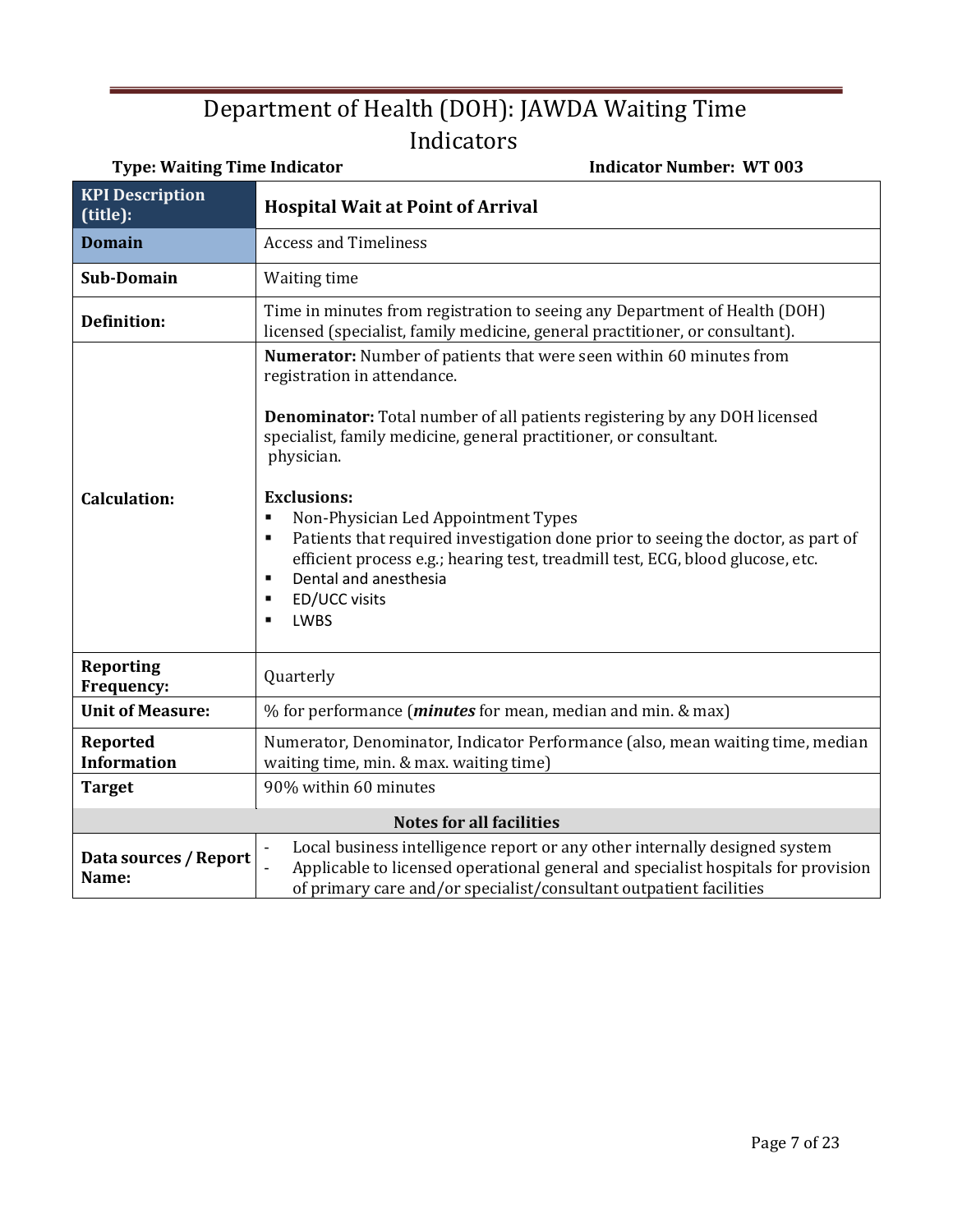# Department of Health (DOH): JAWDA Waiting Time Indicators

**Type: Waiting Time Indicator** **Indicator Number: WT 003**

| KPI Description (title): | Hospital Wait at Point of Arrival |
|---|---|
| **Domain** | Access and Timeliness |
| **Sub-Domain** | Waiting time |
| **Definition:** | Time in minutes from registration to seeing any Department of Health (DOH) licensed (specialist, family medicine, general practitioner, or consultant). |
| **Calculation:** | **Numerator:** Number of patients that were seen within 60 minutes from registration in attendance.<br><br>**Denominator:** Total number of all patients registering by any DOH licensed specialist, family medicine, general practitioner, or consultant.<br>physician.<br><br>**Exclusions:**<br>▪ Non-Physician Led Appointment Types<br>▪ Patients that required investigation done prior to seeing the doctor, as part of efficient process e.g.; hearing test, treadmill test, ECG, blood glucose, etc.<br>▪ Dental and anesthesia<br>▪ ED/UCC visits<br>▪ LWBS |
| **Reporting Frequency:** | Quarterly |
| **Unit of Measure:** | % for performance (***minutes*** for mean, median and min. & max) |
| **Reported Information** | Numerator, Denominator, Indicator Performance (also, mean waiting time, median waiting time, min. & max. waiting time) |
| **Target** | 90% within 60 minutes |
| **Notes for all facilities** | |
| **Data sources / Report Name:** | - Local business intelligence report or any other internally designed system<br>- Applicable to licensed operational general and specialist hospitals for provision of primary care and/or specialist/consultant outpatient facilities |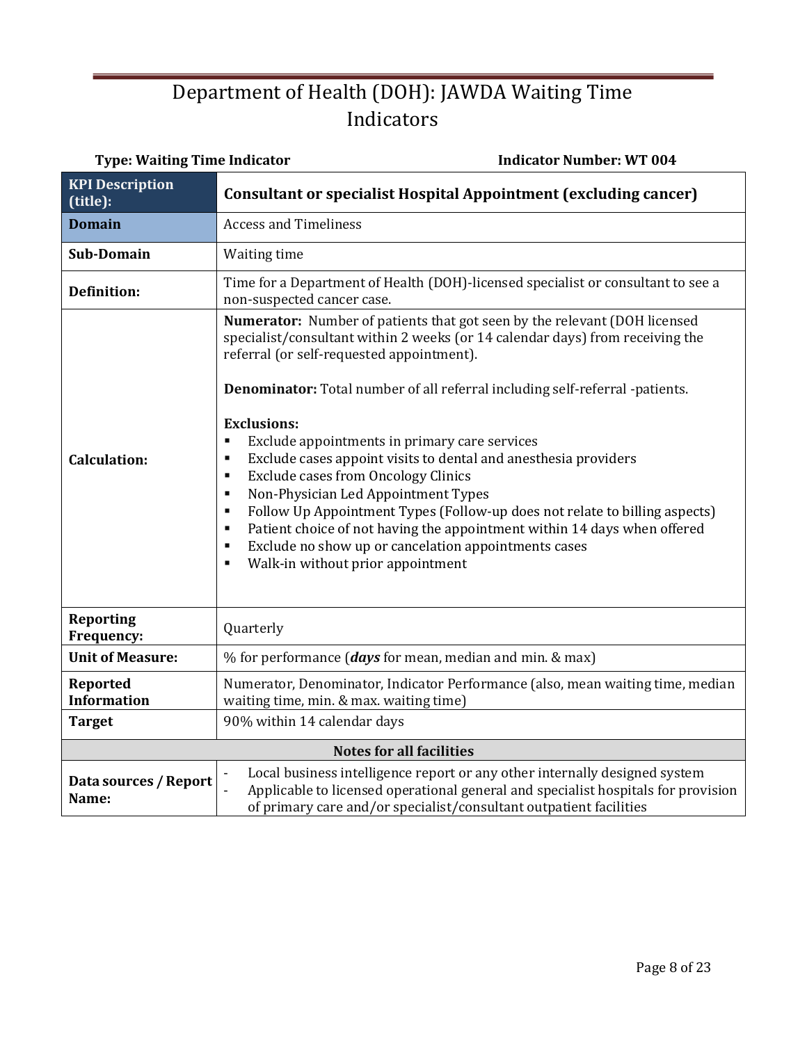# Department of Health (DOH): JAWDA Waiting Time Indicators

**Type: Waiting Time Indicator** **Indicator Number: WT 004**

| KPI Description (title): | **Consultant or specialist Hospital Appointment (excluding cancer)** |
|---|---|
| **Domain** | Access and Timeliness |
| **Sub-Domain** | Waiting time |
| **Definition:** | Time for a Department of Health (DOH)-licensed specialist or consultant to see a non-suspected cancer case. |
| **Calculation:** | **Numerator:** Number of patients that got seen by the relevant (DOH licensed specialist/consultant within 2 weeks (or 14 calendar days) from receiving the referral (or self-requested appointment).<br><br>**Denominator:** Total number of all referral including self-referral -patients.<br><br>**Exclusions:**<br>▪ Exclude appointments in primary care services<br>▪ Exclude cases appoint visits to dental and anesthesia providers<br>▪ Exclude cases from Oncology Clinics<br>▪ Non-Physician Led Appointment Types<br>▪ Follow Up Appointment Types (Follow-up does not relate to billing aspects)<br>▪ Patient choice of not having the appointment within 14 days when offered<br>▪ Exclude no show up or cancelation appointments cases<br>▪ Walk-in without prior appointment |
| **Reporting Frequency:** | Quarterly |
| **Unit of Measure:** | % for performance (***days*** for mean, median and min. & max) |
| **Reported Information** | Numerator, Denominator, Indicator Performance (also, mean waiting time, median waiting time, min. & max. waiting time) |
| **Target** | 90% within 14 calendar days |
| **Notes for all facilities** | |
| **Data sources / Report Name:** | - Local business intelligence report or any other internally designed system<br>- Applicable to licensed operational general and specialist hospitals for provision of primary care and/or specialist/consultant outpatient facilities |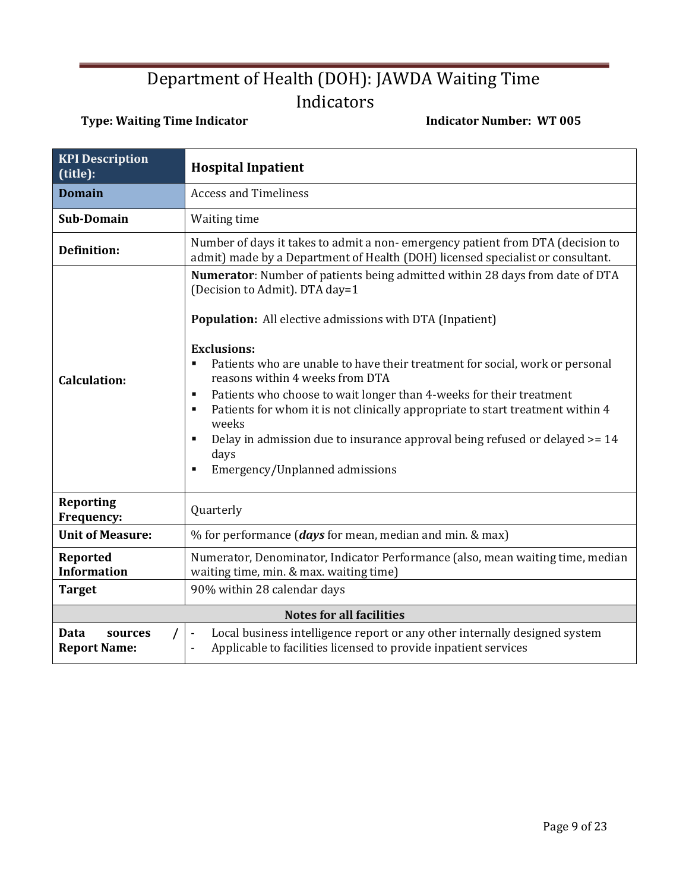# Department of Health (DOH): JAWDA Waiting Time Indicators

**Type: Waiting Time Indicator** **Indicator Number: WT 005**

| **KPI Description (title):** | **Hospital Inpatient** |
|---|---|
| **Domain** | Access and Timeliness |
| **Sub-Domain** | Waiting time |
| **Definition:** | Number of days it takes to admit a non- emergency patient from DTA (decision to admit) made by a Department of Health (DOH) licensed specialist or consultant. |
| **Calculation:** | **Numerator**: Number of patients being admitted within 28 days from date of DTA (Decision to Admit). DTA day=1<br><br>**Population:** All elective admissions with DTA (Inpatient)<br><br>**Exclusions:**<br>▪ Patients who are unable to have their treatment for social, work or personal reasons within 4 weeks from DTA<br>▪ Patients who choose to wait longer than 4-weeks for their treatment<br>▪ Patients for whom it is not clinically appropriate to start treatment within 4 weeks<br>▪ Delay in admission due to insurance approval being refused or delayed >= 14 days<br>▪ Emergency/Unplanned admissions |
| **Reporting Frequency:** | Quarterly |
| **Unit of Measure:** | % for performance (***days*** for mean, median and min. & max) |
| **Reported Information** | Numerator, Denominator, Indicator Performance (also, mean waiting time, median waiting time, min. & max. waiting time) |
| **Target** | 90% within 28 calendar days |
| **Notes for all facilities** | |
| **Data sources / Report Name:** | - Local business intelligence report or any other internally designed system<br>- Applicable to facilities licensed to provide inpatient services |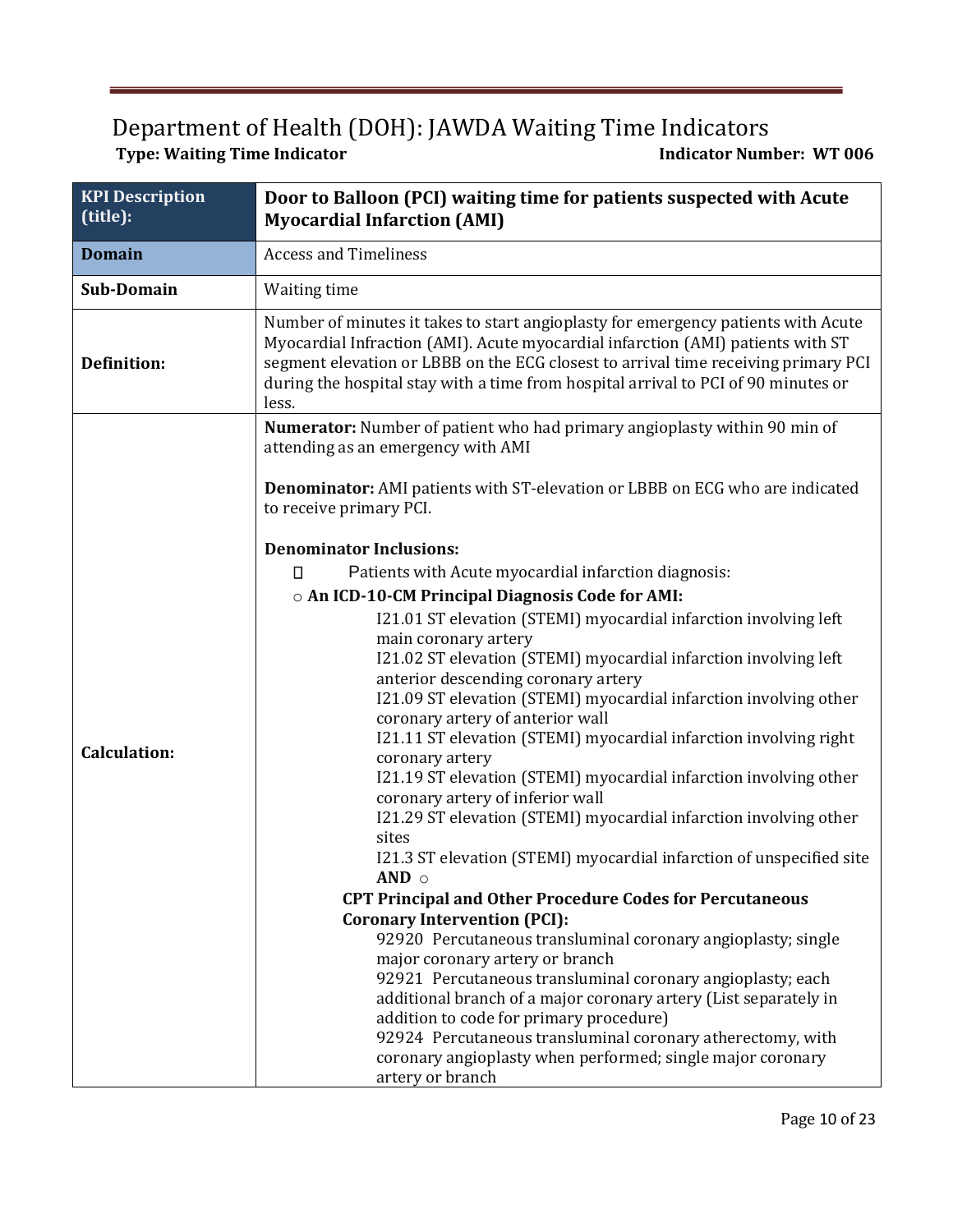# Department of Health (DOH): JAWDA Waiting Time Indicators

**Type: Waiting Time Indicator** **Indicator Number: WT 006**

| **KPI Description (title):** | **Door to Balloon (PCI) waiting time for patients suspected with Acute Myocardial Infarction (AMI)** |
|---|---|
| **Domain** | Access and Timeliness |
| **Sub-Domain** | Waiting time |
| **Definition:** | Number of minutes it takes to start angioplasty for emergency patients with Acute Myocardial Infraction (AMI). Acute myocardial infarction (AMI) patients with ST segment elevation or LBBB on the ECG closest to arrival time receiving primary PCI during the hospital stay with a time from hospital arrival to PCI of 90 minutes or less. |
| **Calculation:** | **Numerator:** Number of patient who had primary angioplasty within 90 min of attending as an emergency with AMI<br><br>**Denominator:** AMI patients with ST-elevation or LBBB on ECG who are indicated to receive primary PCI.<br><br>**Denominator Inclusions:**<br>- Patients with Acute myocardial infarction diagnosis:<br>○ **An ICD-10-CM Principal Diagnosis Code for AMI:**<br>I21.01 ST elevation (STEMI) myocardial infarction involving left main coronary artery<br>I21.02 ST elevation (STEMI) myocardial infarction involving left anterior descending coronary artery<br>I21.09 ST elevation (STEMI) myocardial infarction involving other coronary artery of anterior wall<br>I21.11 ST elevation (STEMI) myocardial infarction involving right coronary artery<br>I21.19 ST elevation (STEMI) myocardial infarction involving other coronary artery of inferior wall<br>I21.29 ST elevation (STEMI) myocardial infarction involving other sites<br>I21.3 ST elevation (STEMI) myocardial infarction of unspecified site<br>**AND** ○<br>**CPT Principal and Other Procedure Codes for Percutaneous Coronary Intervention (PCI):**<br>92920 Percutaneous transluminal coronary angioplasty; single major coronary artery or branch<br>92921 Percutaneous transluminal coronary angioplasty; each additional branch of a major coronary artery (List separately in addition to code for primary procedure)<br>92924 Percutaneous transluminal coronary atherectomy, with coronary angioplasty when performed; single major coronary artery or branch |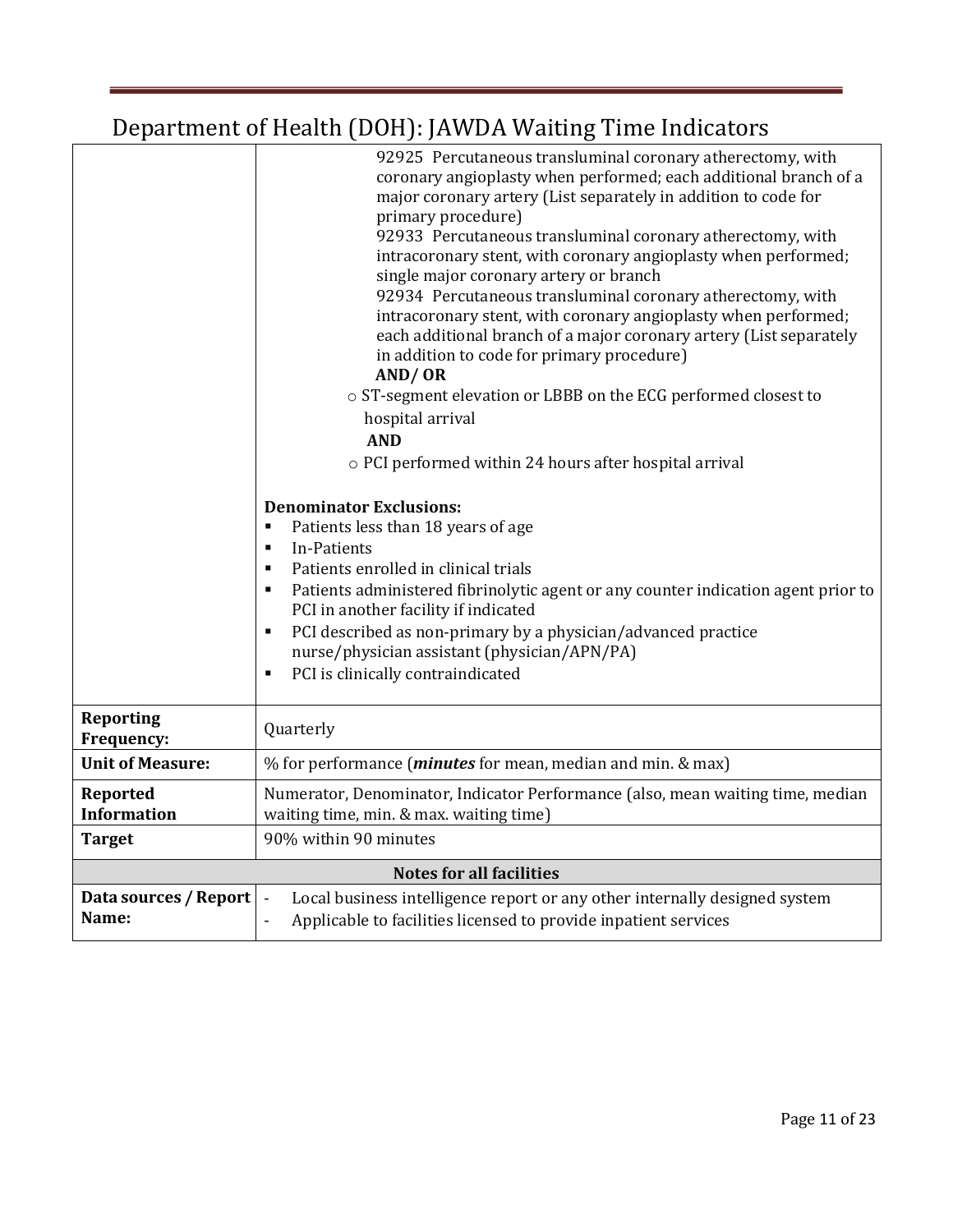# Department of Health (DOH): JAWDA Waiting Time Indicators

| | |
|---|---|
| | 92925 Percutaneous transluminal coronary atherectomy, with coronary angioplasty when performed; each additional branch of a major coronary artery (List separately in addition to code for primary procedure)<br>92933 Percutaneous transluminal coronary atherectomy, with intracoronary stent, with coronary angioplasty when performed; single major coronary artery or branch<br>92934 Percutaneous transluminal coronary atherectomy, with intracoronary stent, with coronary angioplasty when performed; each additional branch of a major coronary artery (List separately in addition to code for primary procedure)<br>**AND/ OR**<br>o ST-segment elevation or LBBB on the ECG performed closest to hospital arrival<br>**AND**<br>o PCI performed within 24 hours after hospital arrival<br><br>**Denominator Exclusions:**<br>▪ Patients less than 18 years of age<br>▪ In-Patients<br>▪ Patients enrolled in clinical trials<br>▪ Patients administered fibrinolytic agent or any counter indication agent prior to PCI in another facility if indicated<br>▪ PCI described as non-primary by a physician/advanced practice nurse/physician assistant (physician/APN/PA)<br>▪ PCI is clinically contraindicated |
| **Reporting Frequency:** | Quarterly |
| **Unit of Measure:** | % for performance (***minutes*** for mean, median and min. & max) |
| **Reported Information** | Numerator, Denominator, Indicator Performance (also, mean waiting time, median waiting time, min. & max. waiting time) |
| **Target** | 90% within 90 minutes |
| **Notes for all facilities** | |
| **Data sources / Report Name:** | - Local business intelligence report or any other internally designed system<br>- Applicable to facilities licensed to provide inpatient services |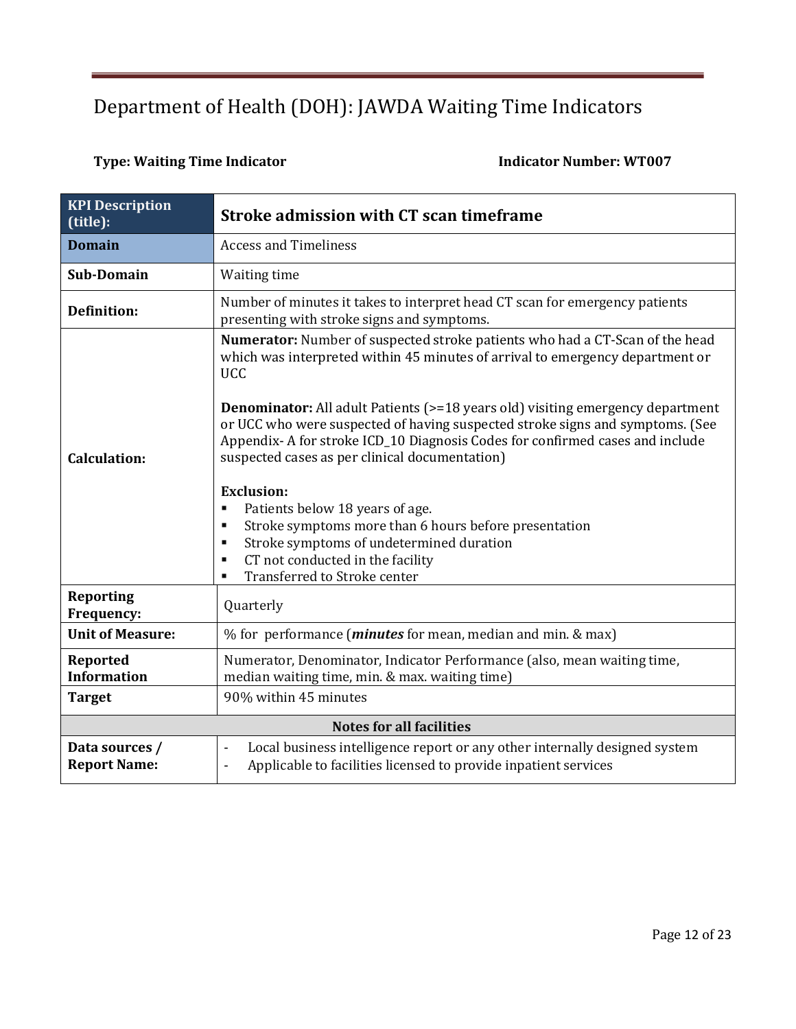# Department of Health (DOH): JAWDA Waiting Time Indicators

**Type: Waiting Time Indicator** **Indicator Number: WT007**

| KPI Description (title): | Stroke admission with CT scan timeframe |
|---|---|
| **Domain** | Access and Timeliness |
| **Sub-Domain** | Waiting time |
| **Definition:** | Number of minutes it takes to interpret head CT scan for emergency patients presenting with stroke signs and symptoms. |
| **Calculation:** | **Numerator:** Number of suspected stroke patients who had a CT-Scan of the head which was interpreted within 45 minutes of arrival to emergency department or UCC<br><br>**Denominator:** All adult Patients (>=18 years old) visiting emergency department or UCC who were suspected of having suspected stroke signs and symptoms. (See Appendix- A for stroke ICD_10 Diagnosis Codes for confirmed cases and include suspected cases as per clinical documentation)<br><br>**Exclusion:**<br>▪ Patients below 18 years of age.<br>▪ Stroke symptoms more than 6 hours before presentation<br>▪ Stroke symptoms of undetermined duration<br>▪ CT not conducted in the facility<br>▪ Transferred to Stroke center |
| **Reporting Frequency:** | Quarterly |
| **Unit of Measure:** | % for performance (***minutes*** for mean, median and min. & max) |
| **Reported Information** | Numerator, Denominator, Indicator Performance (also, mean waiting time, median waiting time, min. & max. waiting time) |
| **Target** | 90% within 45 minutes |
| **Notes for all facilities** | |
| **Data sources / Report Name:** | - Local business intelligence report or any other internally designed system<br>- Applicable to facilities licensed to provide inpatient services |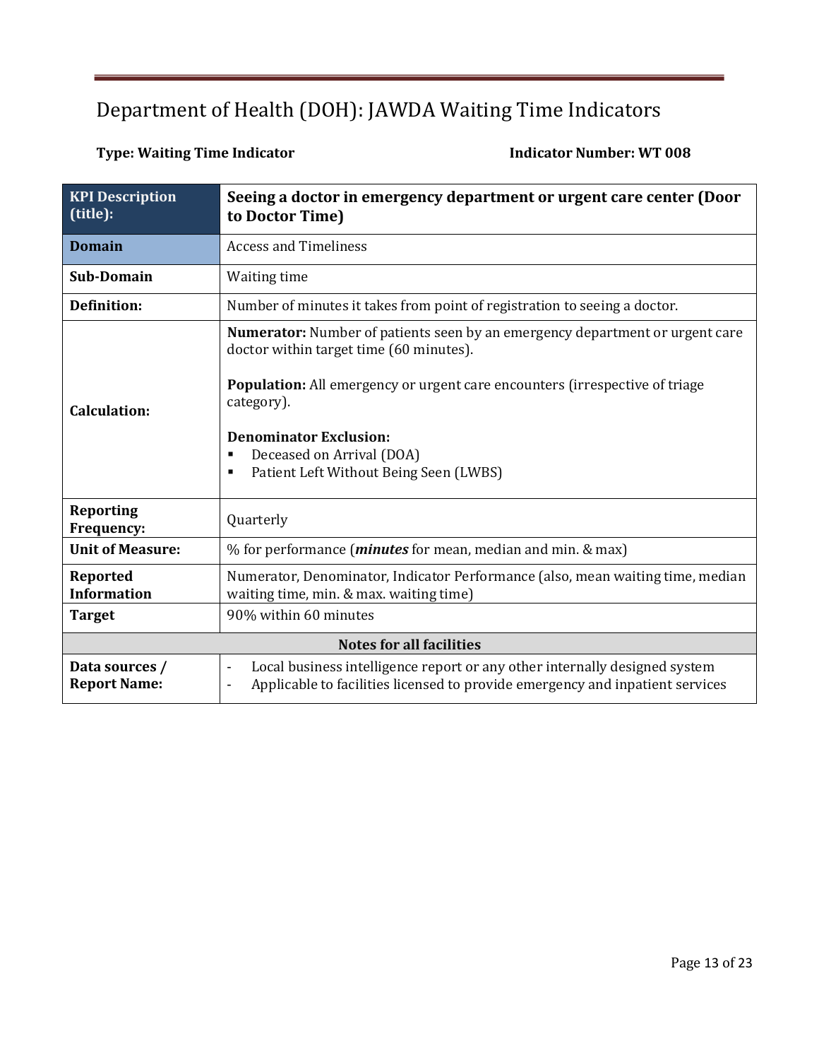# Department of Health (DOH): JAWDA Waiting Time Indicators

**Type: Waiting Time Indicator** **Indicator Number: WT 008**

| **KPI Description (title):** | **Seeing a doctor in emergency department or urgent care center (Door to Doctor Time)** |
|---|---|
| **Domain** | Access and Timeliness |
| **Sub-Domain** | Waiting time |
| **Definition:** | Number of minutes it takes from point of registration to seeing a doctor. |
| **Calculation:** | **Numerator:** Number of patients seen by an emergency department or urgent care doctor within target time (60 minutes).<br><br>**Population:** All emergency or urgent care encounters (irrespective of triage category).<br><br>**Denominator Exclusion:**<br>▪ Deceased on Arrival (DOA)<br>▪ Patient Left Without Being Seen (LWBS) |
| **Reporting Frequency:** | Quarterly |
| **Unit of Measure:** | % for performance (***minutes*** for mean, median and min. & max) |
| **Reported Information** | Numerator, Denominator, Indicator Performance (also, mean waiting time, median waiting time, min. & max. waiting time) |
| **Target** | 90% within 60 minutes |
| **Notes for all facilities** | |
| **Data sources / Report Name:** | - Local business intelligence report or any other internally designed system<br>- Applicable to facilities licensed to provide emergency and inpatient services |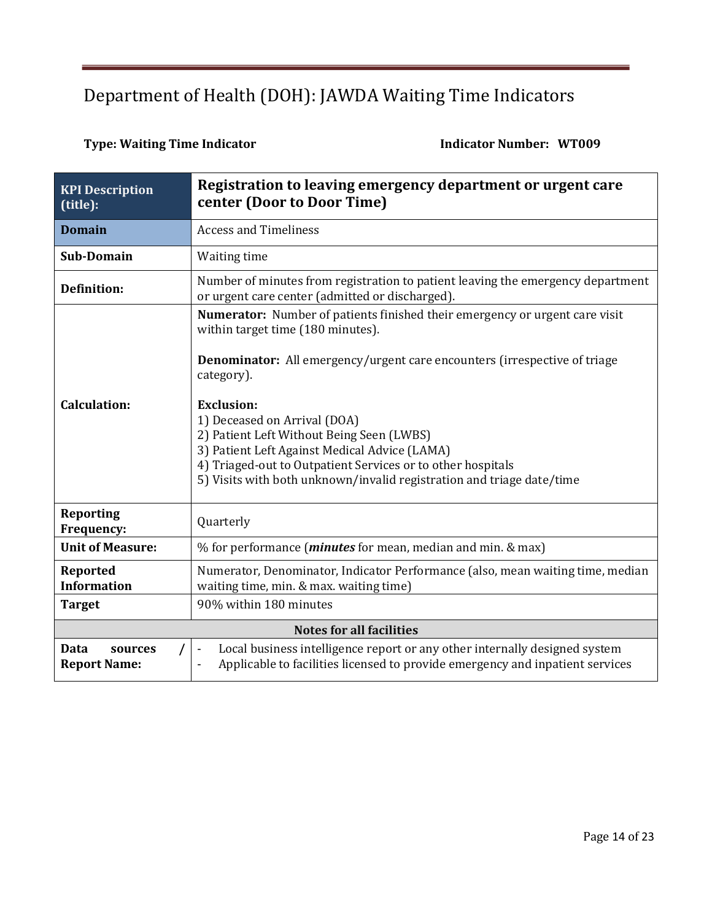# Department of Health (DOH): JAWDA Waiting Time Indicators

**Type: Waiting Time Indicator** **Indicator Number: WT009**

| **KPI Description (title):** | **Registration to leaving emergency department or urgent care center (Door to Door Time)** |
|---|---|
| **Domain** | Access and Timeliness |
| **Sub-Domain** | Waiting time |
| **Definition:** | Number of minutes from registration to patient leaving the emergency department or urgent care center (admitted or discharged). |
| **Calculation:** | **Numerator:** Number of patients finished their emergency or urgent care visit within target time (180 minutes).<br><br>**Denominator:** All emergency/urgent care encounters (irrespective of triage category).<br><br>**Exclusion:**<br>1) Deceased on Arrival (DOA)<br>2) Patient Left Without Being Seen (LWBS)<br>3) Patient Left Against Medical Advice (LAMA)<br>4) Triaged-out to Outpatient Services or to other hospitals<br>5) Visits with both unknown/invalid registration and triage date/time |
| **Reporting Frequency:** | Quarterly |
| **Unit of Measure:** | % for performance (***minutes*** for mean, median and min. & max) |
| **Reported Information** | Numerator, Denominator, Indicator Performance (also, mean waiting time, median waiting time, min. & max. waiting time) |
| **Target** | 90% within 180 minutes |
| **Notes for all facilities** | |
| **Data sources / Report Name:** | - Local business intelligence report or any other internally designed system<br>- Applicable to facilities licensed to provide emergency and inpatient services |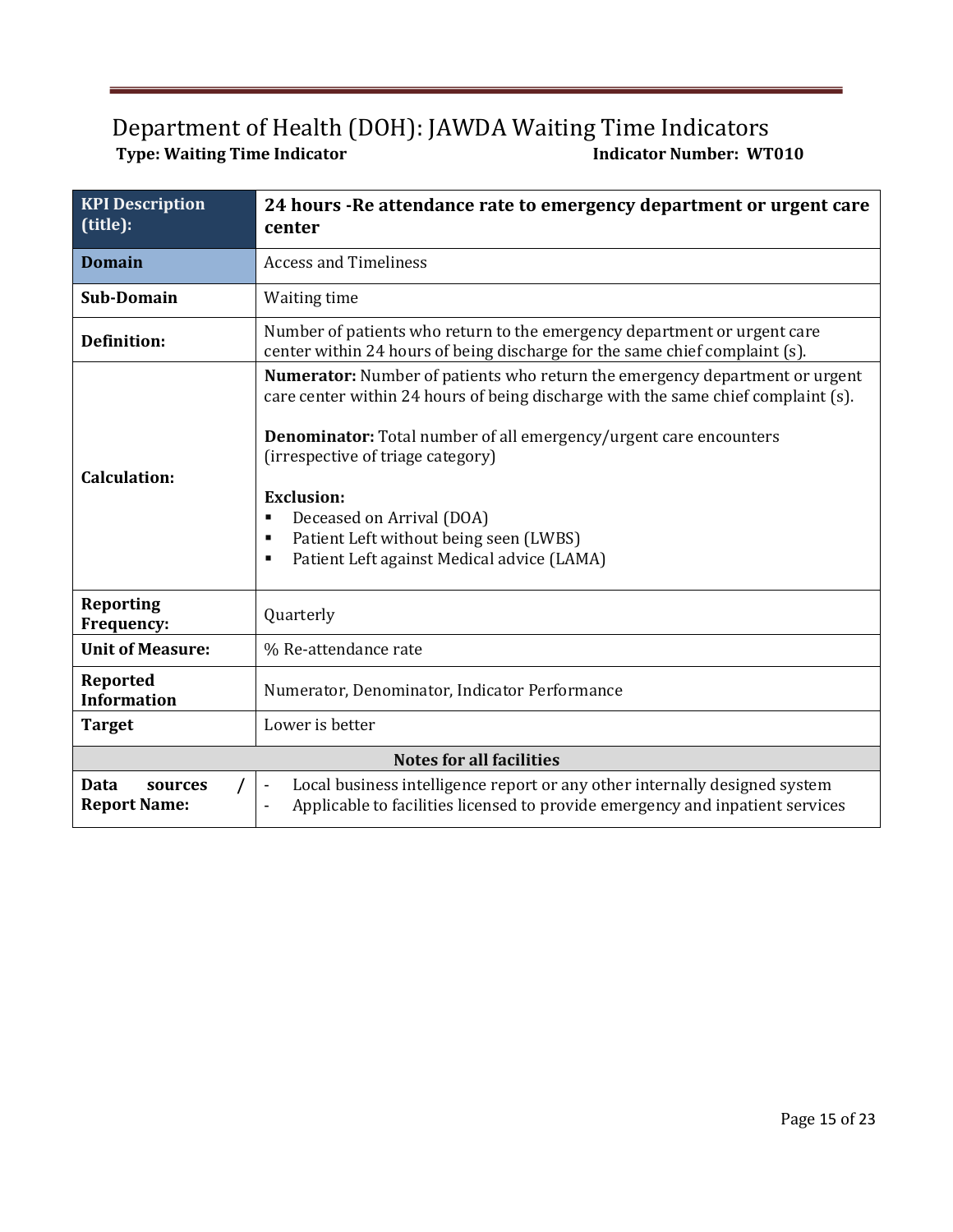# Department of Health (DOH): JAWDA Waiting Time Indicators

**Type: Waiting Time Indicator** **Indicator Number: WT010**

| **KPI Description (title):** | **24 hours -Re attendance rate to emergency department or urgent care center** |
|---|---|
| **Domain** | Access and Timeliness |
| **Sub-Domain** | Waiting time |
| **Definition:** | Number of patients who return to the emergency department or urgent care center within 24 hours of being discharge for the same chief complaint (s). |
| **Calculation:** | **Numerator:** Number of patients who return the emergency department or urgent care center within 24 hours of being discharge with the same chief complaint (s).<br><br>**Denominator:** Total number of all emergency/urgent care encounters (irrespective of triage category)<br><br>**Exclusion:**<br>▪ Deceased on Arrival (DOA)<br>▪ Patient Left without being seen (LWBS)<br>▪ Patient Left against Medical advice (LAMA) |
| **Reporting Frequency:** | Quarterly |
| **Unit of Measure:** | % Re-attendance rate |
| **Reported Information** | Numerator, Denominator, Indicator Performance |
| **Target** | Lower is better |
| **Notes for all facilities** | |
| **Data sources / Report Name:** | - Local business intelligence report or any other internally designed system<br>- Applicable to facilities licensed to provide emergency and inpatient services |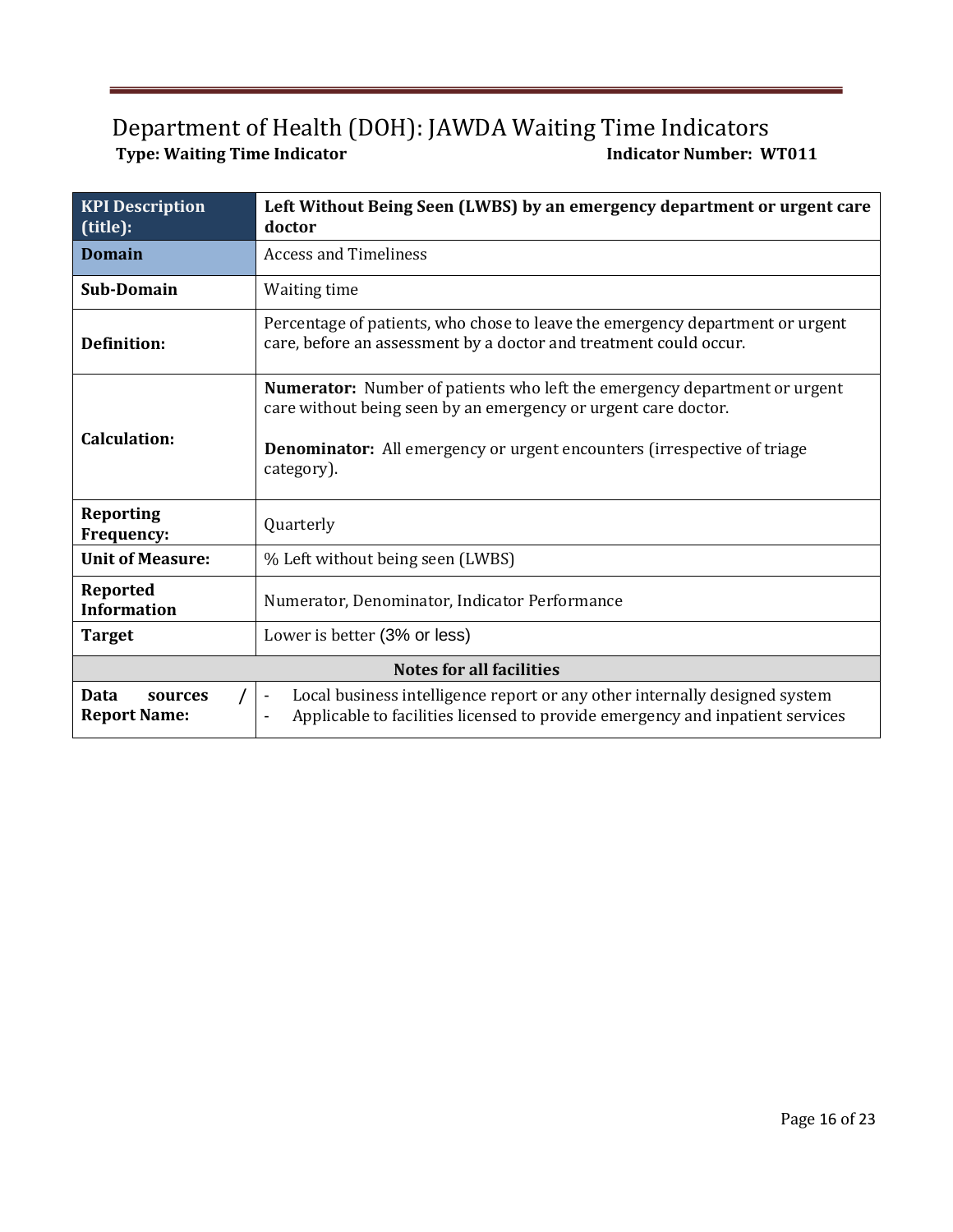# Department of Health (DOH): JAWDA Waiting Time Indicators

**Type: Waiting Time Indicator** **Indicator Number: WT011**

| **KPI Description (title):** | **Left Without Being Seen (LWBS) by an emergency department or urgent care doctor** |
|---|---|
| **Domain** | Access and Timeliness |
| **Sub-Domain** | Waiting time |
| **Definition:** | Percentage of patients, who chose to leave the emergency department or urgent care, before an assessment by a doctor and treatment could occur. |
| **Calculation:** | **Numerator:** Number of patients who left the emergency department or urgent care without being seen by an emergency or urgent care doctor.<br><br>**Denominator:** All emergency or urgent encounters (irrespective of triage category). |
| **Reporting Frequency:** | Quarterly |
| **Unit of Measure:** | % Left without being seen (LWBS) |
| **Reported Information** | Numerator, Denominator, Indicator Performance |
| **Target** | Lower is better (3% or less) |
| **Notes for all facilities** | |
| **Data sources / Report Name:** | - Local business intelligence report or any other internally designed system<br>- Applicable to facilities licensed to provide emergency and inpatient services |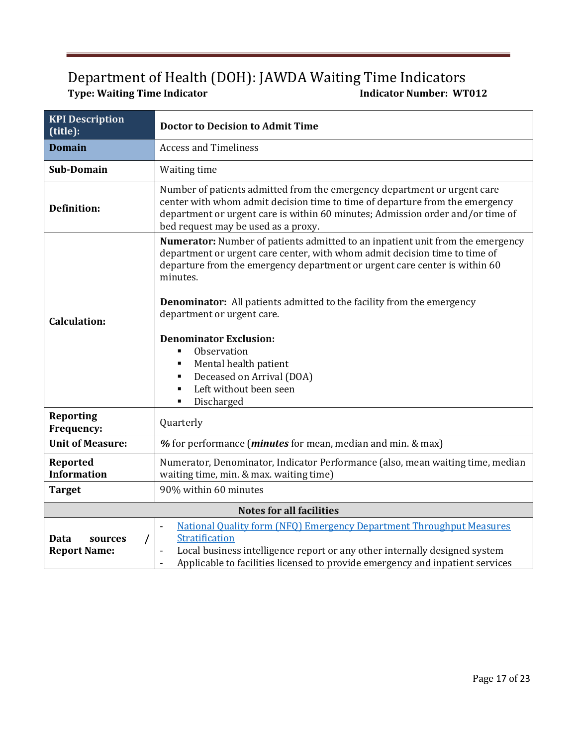# Department of Health (DOH): JAWDA Waiting Time Indicators

**Type: Waiting Time Indicator** **Indicator Number: WT012**

| **KPI Description (title):** | **Doctor to Decision to Admit Time** |
|---|---|
| **Domain** | Access and Timeliness |
| **Sub-Domain** | Waiting time |
| **Definition:** | Number of patients admitted from the emergency department or urgent care center with whom admit decision time to time of departure from the emergency department or urgent care is within 60 minutes; Admission order and/or time of bed request may be used as a proxy. |
| **Calculation:** | **Numerator:** Number of patients admitted to an inpatient unit from the emergency department or urgent care center, with whom admit decision time to time of departure from the emergency department or urgent care center is within 60 minutes.<br><br>**Denominator:** All patients admitted to the facility from the emergency department or urgent care.<br><br>**Denominator Exclusion:**<br>▪ Observation<br>▪ Mental health patient<br>▪ Deceased on Arrival (DOA)<br>▪ Left without been seen<br>▪ Discharged |
| **Reporting Frequency:** | Quarterly |
| **Unit of Measure:** | ***%*** for performance (***minutes*** for mean, median and min. & max) |
| **Reported Information** | Numerator, Denominator, Indicator Performance (also, mean waiting time, median waiting time, min. & max. waiting time) |
| **Target** | 90% within 60 minutes |
| **Notes for all facilities** | |
| **Data sources / Report Name:** | - National Quality form (NFQ) Emergency Department Throughput Measures Stratification<br>- Local business intelligence report or any other internally designed system<br>- Applicable to facilities licensed to provide emergency and inpatient services |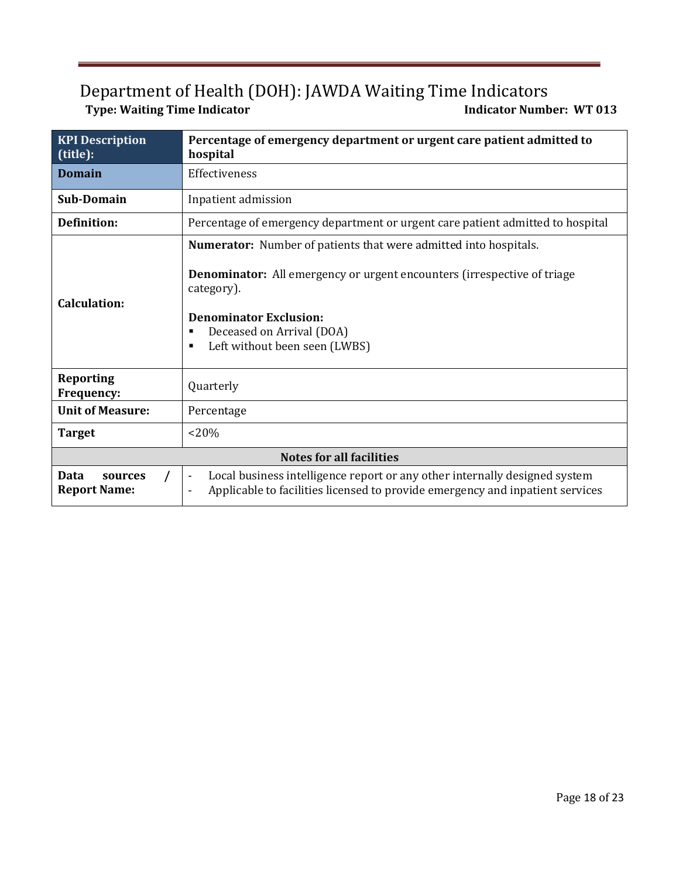# Department of Health (DOH): JAWDA Waiting Time Indicators

**Type: Waiting Time Indicator** **Indicator Number: WT 013**

| KPI Description (title): | Percentage of emergency department or urgent care patient admitted to hospital |
|---|---|
| **Domain** | Effectiveness |
| **Sub-Domain** | Inpatient admission |
| **Definition:** | Percentage of emergency department or urgent care patient admitted to hospital |
| **Calculation:** | **Numerator:** Number of patients that were admitted into hospitals.<br><br>**Denominator:** All emergency or urgent encounters (irrespective of triage category).<br><br>**Denominator Exclusion:**<br>▪ Deceased on Arrival (DOA)<br>▪ Left without been seen (LWBS) |
| **Reporting Frequency:** | Quarterly |
| **Unit of Measure:** | Percentage |
| **Target** | <20% |
| **Notes for all facilities** | |
| **Data sources / Report Name:** | - Local business intelligence report or any other internally designed system<br>- Applicable to facilities licensed to provide emergency and inpatient services |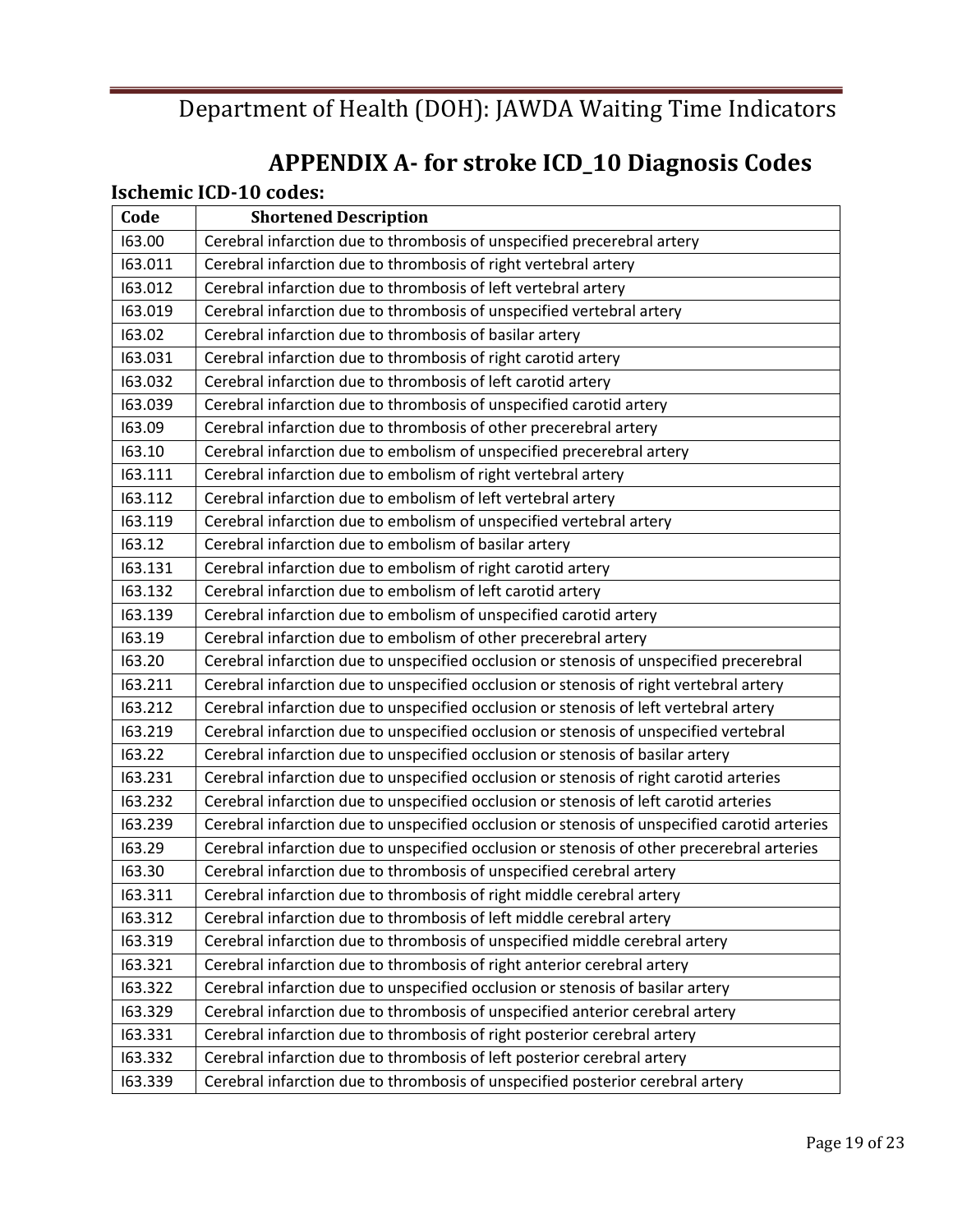# APPENDIX A- for stroke ICD_10 Diagnosis Codes

### Ischemic ICD-10 codes:

| Code | Shortened Description |
|---|---|
| I63.00 | Cerebral infarction due to thrombosis of unspecified precerebral artery |
| I63.011 | Cerebral infarction due to thrombosis of right vertebral artery |
| I63.012 | Cerebral infarction due to thrombosis of left vertebral artery |
| I63.019 | Cerebral infarction due to thrombosis of unspecified vertebral artery |
| I63.02 | Cerebral infarction due to thrombosis of basilar artery |
| I63.031 | Cerebral infarction due to thrombosis of right carotid artery |
| I63.032 | Cerebral infarction due to thrombosis of left carotid artery |
| I63.039 | Cerebral infarction due to thrombosis of unspecified carotid artery |
| I63.09 | Cerebral infarction due to thrombosis of other precerebral artery |
| I63.10 | Cerebral infarction due to embolism of unspecified precerebral artery |
| I63.111 | Cerebral infarction due to embolism of right vertebral artery |
| I63.112 | Cerebral infarction due to embolism of left vertebral artery |
| I63.119 | Cerebral infarction due to embolism of unspecified vertebral artery |
| I63.12 | Cerebral infarction due to embolism of basilar artery |
| I63.131 | Cerebral infarction due to embolism of right carotid artery |
| I63.132 | Cerebral infarction due to embolism of left carotid artery |
| I63.139 | Cerebral infarction due to embolism of unspecified carotid artery |
| I63.19 | Cerebral infarction due to embolism of other precerebral artery |
| I63.20 | Cerebral infarction due to unspecified occlusion or stenosis of unspecified precerebral |
| I63.211 | Cerebral infarction due to unspecified occlusion or stenosis of right vertebral artery |
| I63.212 | Cerebral infarction due to unspecified occlusion or stenosis of left vertebral artery |
| I63.219 | Cerebral infarction due to unspecified occlusion or stenosis of unspecified vertebral |
| I63.22 | Cerebral infarction due to unspecified occlusion or stenosis of basilar artery |
| I63.231 | Cerebral infarction due to unspecified occlusion or stenosis of right carotid arteries |
| I63.232 | Cerebral infarction due to unspecified occlusion or stenosis of left carotid arteries |
| I63.239 | Cerebral infarction due to unspecified occlusion or stenosis of unspecified carotid arteries |
| I63.29 | Cerebral infarction due to unspecified occlusion or stenosis of other precerebral arteries |
| I63.30 | Cerebral infarction due to thrombosis of unspecified cerebral artery |
| I63.311 | Cerebral infarction due to thrombosis of right middle cerebral artery |
| I63.312 | Cerebral infarction due to thrombosis of left middle cerebral artery |
| I63.319 | Cerebral infarction due to thrombosis of unspecified middle cerebral artery |
| I63.321 | Cerebral infarction due to thrombosis of right anterior cerebral artery |
| I63.322 | Cerebral infarction due to unspecified occlusion or stenosis of basilar artery |
| I63.329 | Cerebral infarction due to thrombosis of unspecified anterior cerebral artery |
| I63.331 | Cerebral infarction due to thrombosis of right posterior cerebral artery |
| I63.332 | Cerebral infarction due to thrombosis of left posterior cerebral artery |
| I63.339 | Cerebral infarction due to thrombosis of unspecified posterior cerebral artery |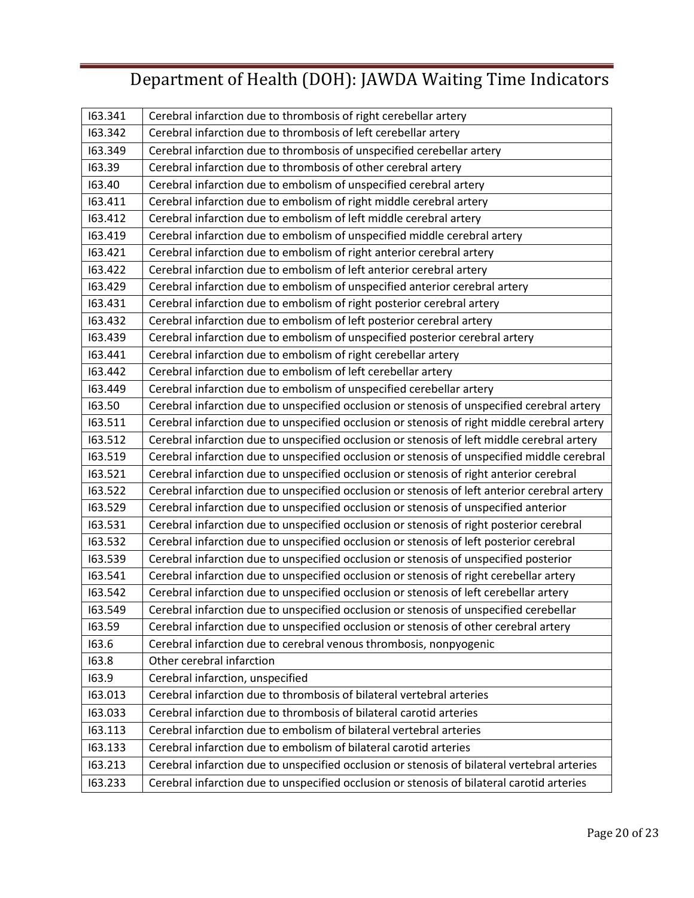| I63.341 | Cerebral infarction due to thrombosis of right cerebellar artery |
|---|---|
| I63.342 | Cerebral infarction due to thrombosis of left cerebellar artery |
| I63.349 | Cerebral infarction due to thrombosis of unspecified cerebellar artery |
| I63.39 | Cerebral infarction due to thrombosis of other cerebral artery |
| I63.40 | Cerebral infarction due to embolism of unspecified cerebral artery |
| I63.411 | Cerebral infarction due to embolism of right middle cerebral artery |
| I63.412 | Cerebral infarction due to embolism of left middle cerebral artery |
| I63.419 | Cerebral infarction due to embolism of unspecified middle cerebral artery |
| I63.421 | Cerebral infarction due to embolism of right anterior cerebral artery |
| I63.422 | Cerebral infarction due to embolism of left anterior cerebral artery |
| I63.429 | Cerebral infarction due to embolism of unspecified anterior cerebral artery |
| I63.431 | Cerebral infarction due to embolism of right posterior cerebral artery |
| I63.432 | Cerebral infarction due to embolism of left posterior cerebral artery |
| I63.439 | Cerebral infarction due to embolism of unspecified posterior cerebral artery |
| I63.441 | Cerebral infarction due to embolism of right cerebellar artery |
| I63.442 | Cerebral infarction due to embolism of left cerebellar artery |
| I63.449 | Cerebral infarction due to embolism of unspecified cerebellar artery |
| I63.50 | Cerebral infarction due to unspecified occlusion or stenosis of unspecified cerebral artery |
| I63.511 | Cerebral infarction due to unspecified occlusion or stenosis of right middle cerebral artery |
| I63.512 | Cerebral infarction due to unspecified occlusion or stenosis of left middle cerebral artery |
| I63.519 | Cerebral infarction due to unspecified occlusion or stenosis of unspecified middle cerebral |
| I63.521 | Cerebral infarction due to unspecified occlusion or stenosis of right anterior cerebral |
| I63.522 | Cerebral infarction due to unspecified occlusion or stenosis of left anterior cerebral artery |
| I63.529 | Cerebral infarction due to unspecified occlusion or stenosis of unspecified anterior |
| I63.531 | Cerebral infarction due to unspecified occlusion or stenosis of right posterior cerebral |
| I63.532 | Cerebral infarction due to unspecified occlusion or stenosis of left posterior cerebral |
| I63.539 | Cerebral infarction due to unspecified occlusion or stenosis of unspecified posterior |
| I63.541 | Cerebral infarction due to unspecified occlusion or stenosis of right cerebellar artery |
| I63.542 | Cerebral infarction due to unspecified occlusion or stenosis of left cerebellar artery |
| I63.549 | Cerebral infarction due to unspecified occlusion or stenosis of unspecified cerebellar |
| I63.59 | Cerebral infarction due to unspecified occlusion or stenosis of other cerebral artery |
| I63.6 | Cerebral infarction due to cerebral venous thrombosis, nonpyogenic |
| I63.8 | Other cerebral infarction |
| I63.9 | Cerebral infarction, unspecified |
| I63.013 | Cerebral infarction due to thrombosis of bilateral vertebral arteries |
| I63.033 | Cerebral infarction due to thrombosis of bilateral carotid arteries |
| I63.113 | Cerebral infarction due to embolism of bilateral vertebral arteries |
| I63.133 | Cerebral infarction due to embolism of bilateral carotid arteries |
| I63.213 | Cerebral infarction due to unspecified occlusion or stenosis of bilateral vertebral arteries |
| I63.233 | Cerebral infarction due to unspecified occlusion or stenosis of bilateral carotid arteries |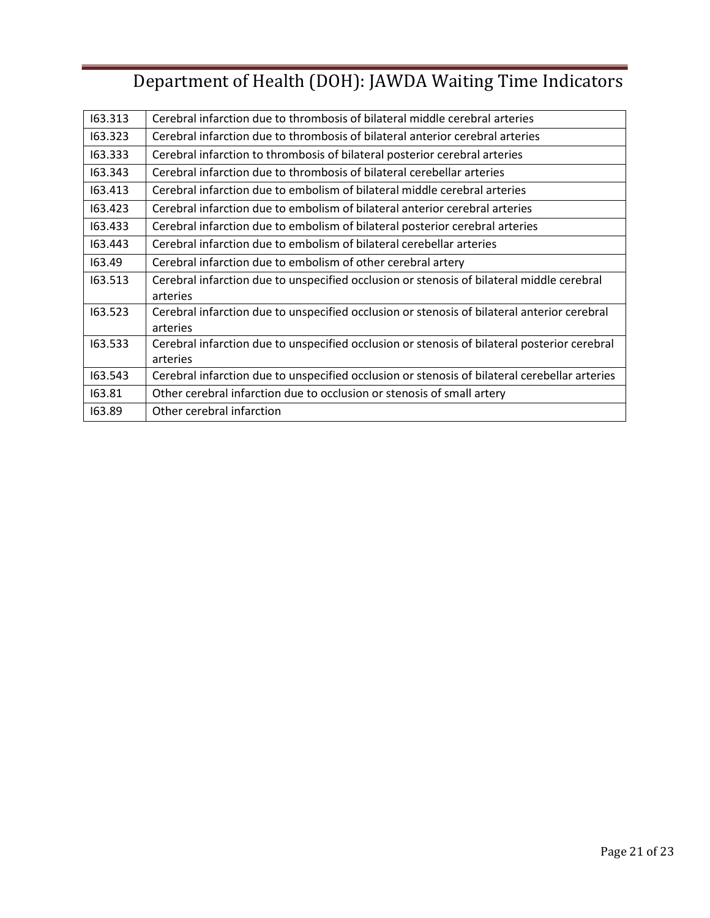| I63.313 | Cerebral infarction due to thrombosis of bilateral middle cerebral arteries |
|---|---|
| I63.323 | Cerebral infarction due to thrombosis of bilateral anterior cerebral arteries |
| I63.333 | Cerebral infarction to thrombosis of bilateral posterior cerebral arteries |
| I63.343 | Cerebral infarction due to thrombosis of bilateral cerebellar arteries |
| I63.413 | Cerebral infarction due to embolism of bilateral middle cerebral arteries |
| I63.423 | Cerebral infarction due to embolism of bilateral anterior cerebral arteries |
| I63.433 | Cerebral infarction due to embolism of bilateral posterior cerebral arteries |
| I63.443 | Cerebral infarction due to embolism of bilateral cerebellar arteries |
| I63.49 | Cerebral infarction due to embolism of other cerebral artery |
| I63.513 | Cerebral infarction due to unspecified occlusion or stenosis of bilateral middle cerebral arteries |
| I63.523 | Cerebral infarction due to unspecified occlusion or stenosis of bilateral anterior cerebral arteries |
| I63.533 | Cerebral infarction due to unspecified occlusion or stenosis of bilateral posterior cerebral arteries |
| I63.543 | Cerebral infarction due to unspecified occlusion or stenosis of bilateral cerebellar arteries |
| I63.81 | Other cerebral infarction due to occlusion or stenosis of small artery |
| I63.89 | Other cerebral infarction |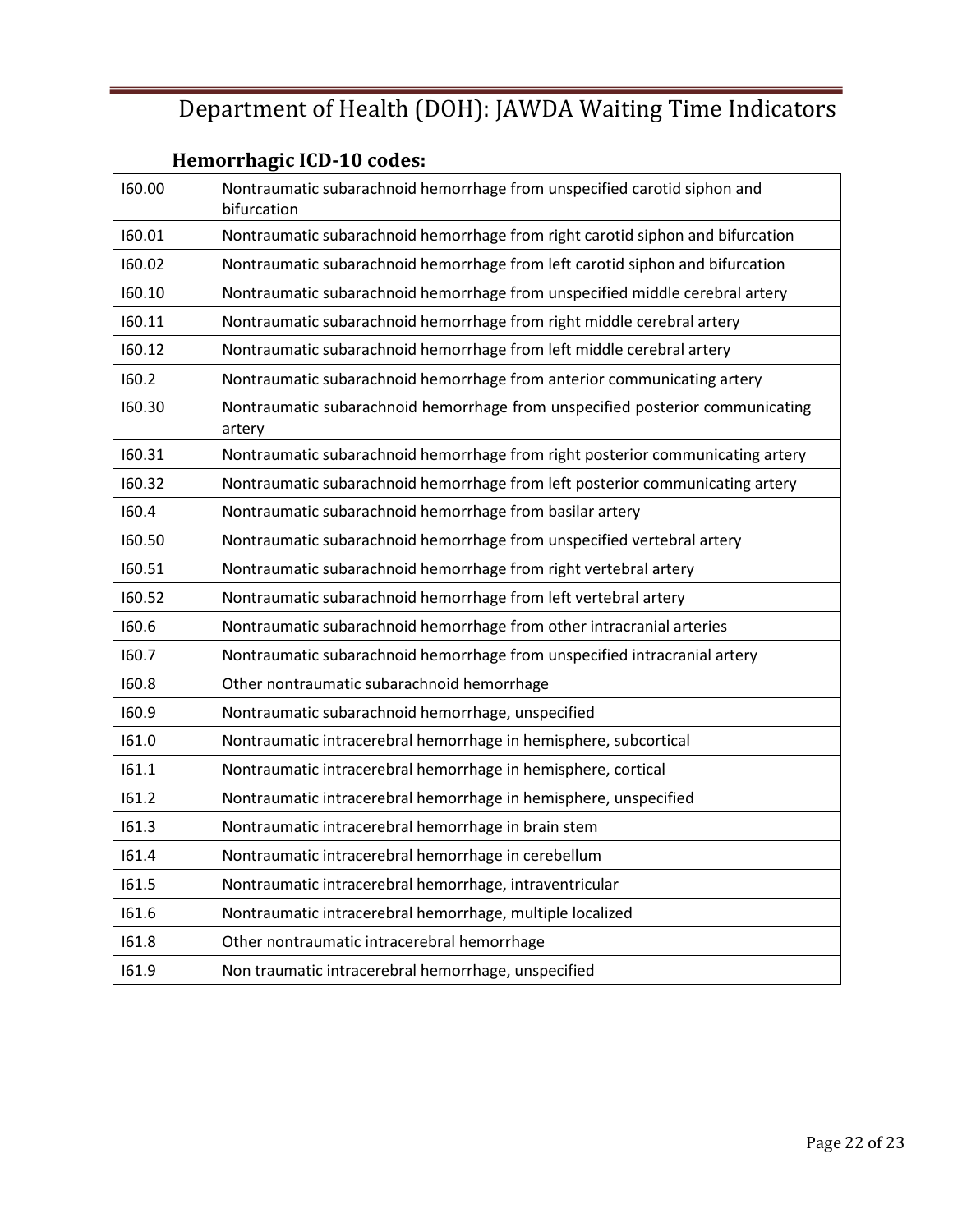### Hemorrhagic ICD-10 codes:

| | |
|---|---|
| I60.00 | Nontraumatic subarachnoid hemorrhage from unspecified carotid siphon and bifurcation |
| I60.01 | Nontraumatic subarachnoid hemorrhage from right carotid siphon and bifurcation |
| I60.02 | Nontraumatic subarachnoid hemorrhage from left carotid siphon and bifurcation |
| I60.10 | Nontraumatic subarachnoid hemorrhage from unspecified middle cerebral artery |
| I60.11 | Nontraumatic subarachnoid hemorrhage from right middle cerebral artery |
| I60.12 | Nontraumatic subarachnoid hemorrhage from left middle cerebral artery |
| I60.2 | Nontraumatic subarachnoid hemorrhage from anterior communicating artery |
| I60.30 | Nontraumatic subarachnoid hemorrhage from unspecified posterior communicating artery |
| I60.31 | Nontraumatic subarachnoid hemorrhage from right posterior communicating artery |
| I60.32 | Nontraumatic subarachnoid hemorrhage from left posterior communicating artery |
| I60.4 | Nontraumatic subarachnoid hemorrhage from basilar artery |
| I60.50 | Nontraumatic subarachnoid hemorrhage from unspecified vertebral artery |
| I60.51 | Nontraumatic subarachnoid hemorrhage from right vertebral artery |
| I60.52 | Nontraumatic subarachnoid hemorrhage from left vertebral artery |
| I60.6 | Nontraumatic subarachnoid hemorrhage from other intracranial arteries |
| I60.7 | Nontraumatic subarachnoid hemorrhage from unspecified intracranial artery |
| I60.8 | Other nontraumatic subarachnoid hemorrhage |
| I60.9 | Nontraumatic subarachnoid hemorrhage, unspecified |
| I61.0 | Nontraumatic intracerebral hemorrhage in hemisphere, subcortical |
| I61.1 | Nontraumatic intracerebral hemorrhage in hemisphere, cortical |
| I61.2 | Nontraumatic intracerebral hemorrhage in hemisphere, unspecified |
| I61.3 | Nontraumatic intracerebral hemorrhage in brain stem |
| I61.4 | Nontraumatic intracerebral hemorrhage in cerebellum |
| I61.5 | Nontraumatic intracerebral hemorrhage, intraventricular |
| I61.6 | Nontraumatic intracerebral hemorrhage, multiple localized |
| I61.8 | Other nontraumatic intracerebral hemorrhage |
| I61.9 | Non traumatic intracerebral hemorrhage, unspecified |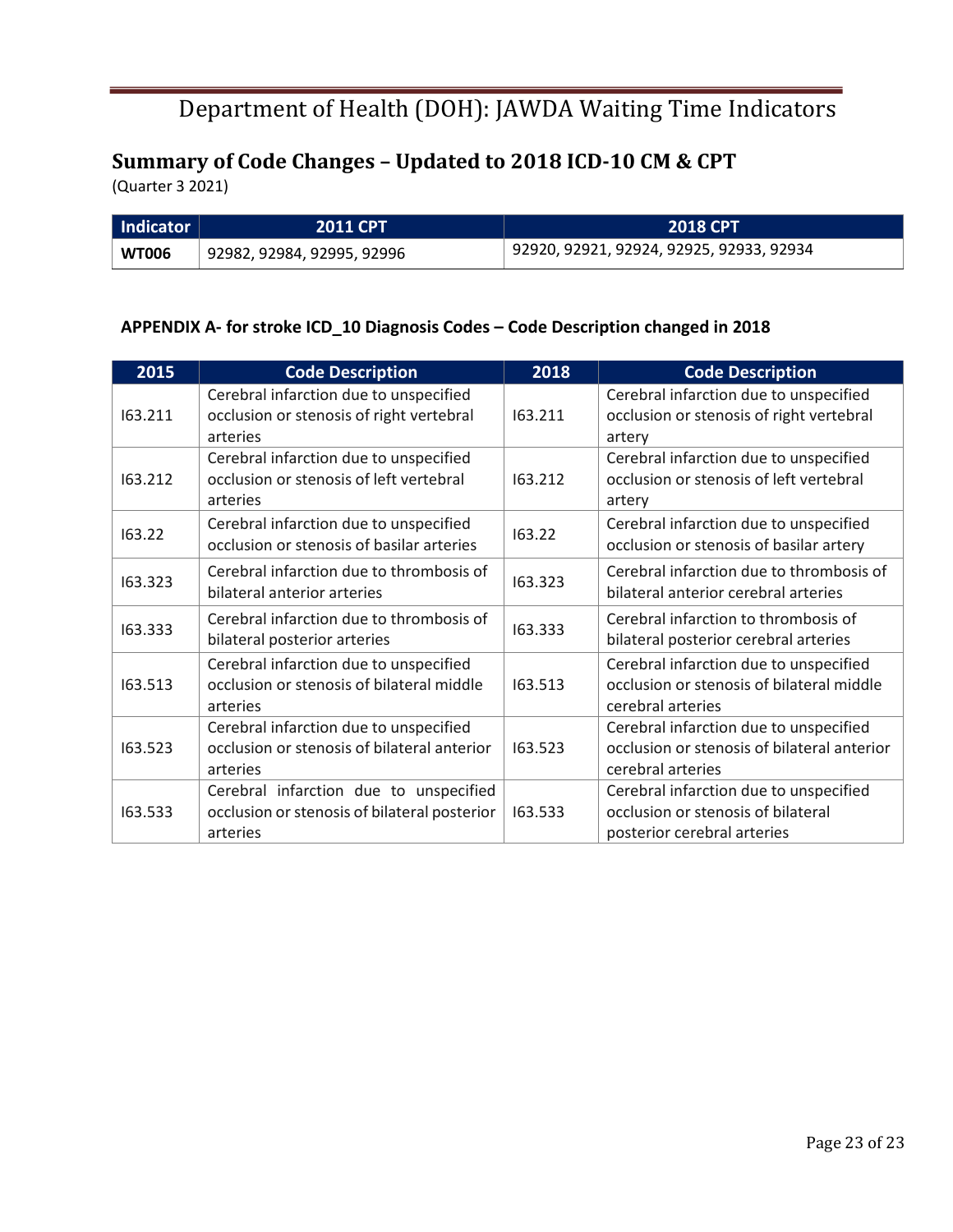# Department of Health (DOH): JAWDA Waiting Time Indicators

## Summary of Code Changes – Updated to 2018 ICD-10 CM & CPT

(Quarter 3 2021)

| Indicator | 2011 CPT | 2018 CPT |
|---|---|---|
| **WT006** | 92982, 92984, 92995, 92996 | 92920, 92921, 92924, 92925, 92933, 92934 |

### APPENDIX A- for stroke ICD_10 Diagnosis Codes – Code Description changed in 2018

| 2015 | Code Description | 2018 | Code Description |
|---|---|---|---|
| I63.211 | Cerebral infarction due to unspecified occlusion or stenosis of right vertebral arteries | I63.211 | Cerebral infarction due to unspecified occlusion or stenosis of right vertebral artery |
| I63.212 | Cerebral infarction due to unspecified occlusion or stenosis of left vertebral arteries | I63.212 | Cerebral infarction due to unspecified occlusion or stenosis of left vertebral artery |
| I63.22 | Cerebral infarction due to unspecified occlusion or stenosis of basilar arteries | I63.22 | Cerebral infarction due to unspecified occlusion or stenosis of basilar artery |
| I63.323 | Cerebral infarction due to thrombosis of bilateral anterior arteries | I63.323 | Cerebral infarction due to thrombosis of bilateral anterior cerebral arteries |
| I63.333 | Cerebral infarction due to thrombosis of bilateral posterior arteries | I63.333 | Cerebral infarction to thrombosis of bilateral posterior cerebral arteries |
| I63.513 | Cerebral infarction due to unspecified occlusion or stenosis of bilateral middle arteries | I63.513 | Cerebral infarction due to unspecified occlusion or stenosis of bilateral middle cerebral arteries |
| I63.523 | Cerebral infarction due to unspecified occlusion or stenosis of bilateral anterior arteries | I63.523 | Cerebral infarction due to unspecified occlusion or stenosis of bilateral anterior cerebral arteries |
| I63.533 | Cerebral infarction due to unspecified occlusion or stenosis of bilateral posterior arteries | I63.533 | Cerebral infarction due to unspecified occlusion or stenosis of bilateral posterior cerebral arteries |